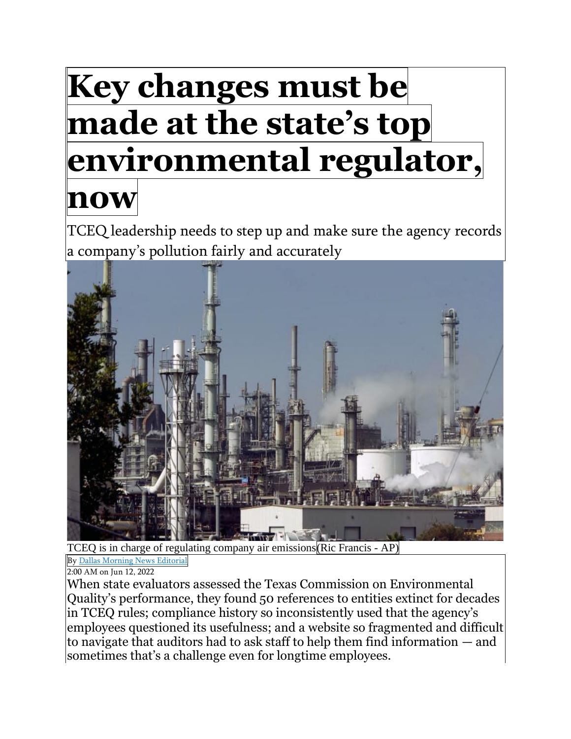# Key changes must be made at the state's top environmental regulator, now

TCEQ leadership needs to step up and make sure the agency records a company's pollution fairly and accurately

TCEQ is in charge of regulating company air emissions(Ric Francis - AP)

By [Dallas Morning News Editorial]

2:00 AM on Jun 12, 2022

When state evaluators assessed the Texas Commission on Environmental Quality's performance, they found 50 references to entities extinct for decades in TCEQ rules; compliance history so inconsistently used that the agency's employees questioned its usefulness; and a website so fragmented and difficult to navigate that auditors had to ask staff to help them find information — and sometimes that's a challenge even for longtime employees.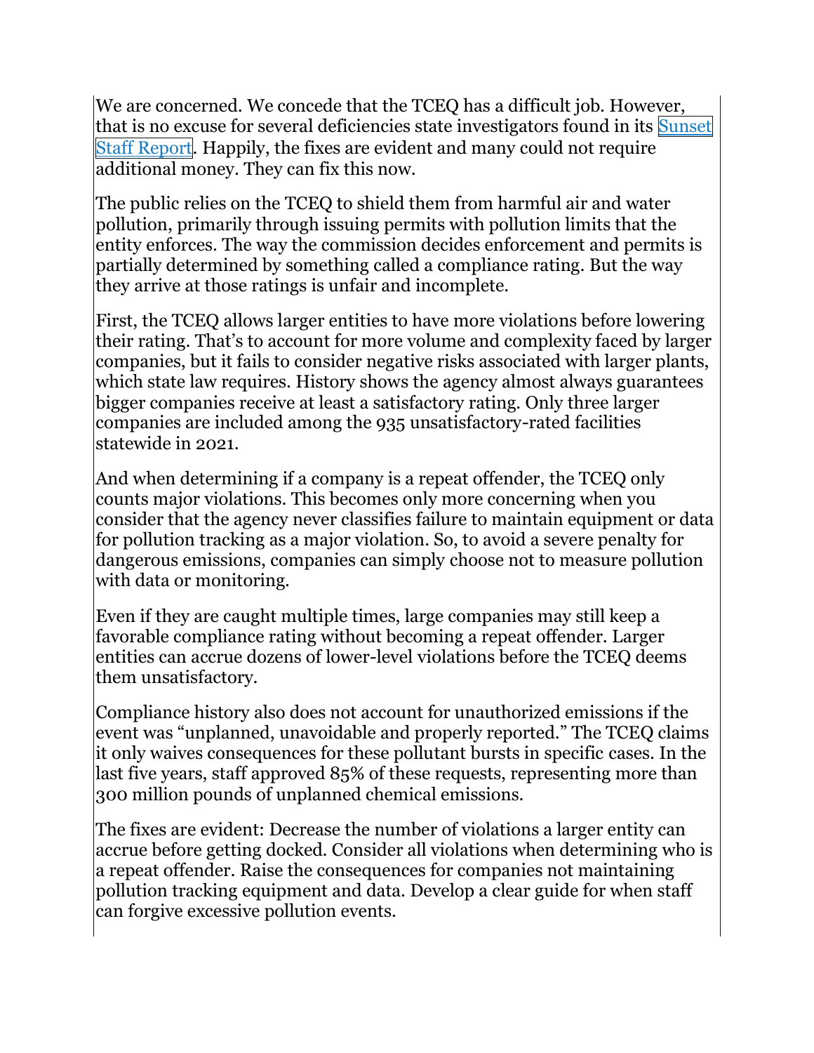We are concerned. We concede that the TCEQ has a difficult job. However, that is no excuse for several deficiencies state investigators found in its [Sunset Staff Report](). Happily, the fixes are evident and many could not require additional money. They can fix this now.

The public relies on the TCEQ to shield them from harmful air and water pollution, primarily through issuing permits with pollution limits that the entity enforces. The way the commission decides enforcement and permits is partially determined by something called a compliance rating. But the way they arrive at those ratings is unfair and incomplete.

First, the TCEQ allows larger entities to have more violations before lowering their rating. That's to account for more volume and complexity faced by larger companies, but it fails to consider negative risks associated with larger plants, which state law requires. History shows the agency almost always guarantees bigger companies receive at least a satisfactory rating. Only three larger companies are included among the 935 unsatisfactory-rated facilities statewide in 2021.

And when determining if a company is a repeat offender, the TCEQ only counts major violations. This becomes only more concerning when you consider that the agency never classifies failure to maintain equipment or data for pollution tracking as a major violation. So, to avoid a severe penalty for dangerous emissions, companies can simply choose not to measure pollution with data or monitoring.

Even if they are caught multiple times, large companies may still keep a favorable compliance rating without becoming a repeat offender. Larger entities can accrue dozens of lower-level violations before the TCEQ deems them unsatisfactory.

Compliance history also does not account for unauthorized emissions if the event was "unplanned, unavoidable and properly reported." The TCEQ claims it only waives consequences for these pollutant bursts in specific cases. In the last five years, staff approved 85% of these requests, representing more than 300 million pounds of unplanned chemical emissions.

The fixes are evident: Decrease the number of violations a larger entity can accrue before getting docked. Consider all violations when determining who is a repeat offender. Raise the consequences for companies not maintaining pollution tracking equipment and data. Develop a clear guide for when staff can forgive excessive pollution events.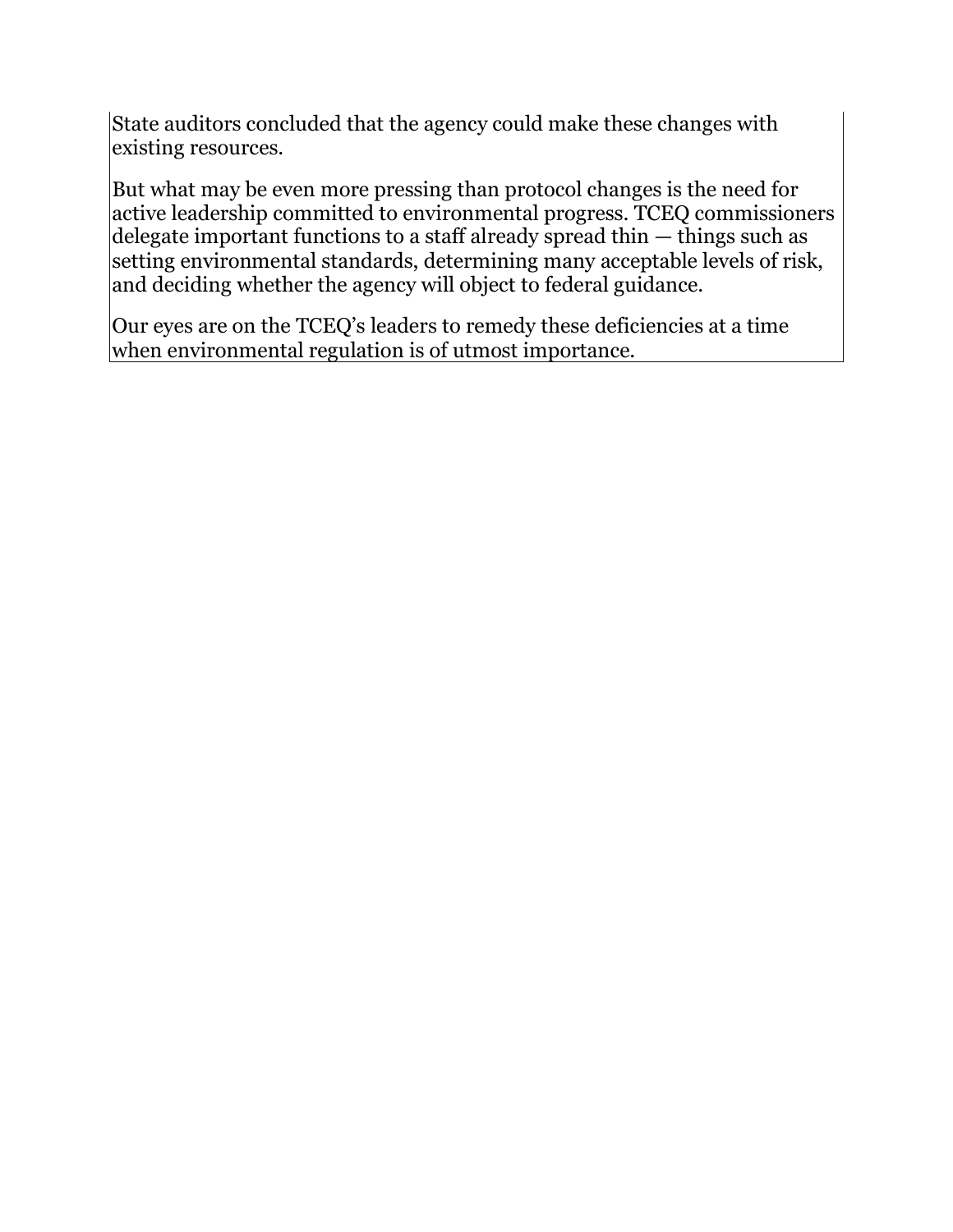State auditors concluded that the agency could make these changes with existing resources.

But what may be even more pressing than protocol changes is the need for active leadership committed to environmental progress. TCEQ commissioners delegate important functions to a staff already spread thin — things such as setting environmental standards, determining many acceptable levels of risk, and deciding whether the agency will object to federal guidance.

Our eyes are on the TCEQ's leaders to remedy these deficiencies at a time when environmental regulation is of utmost importance.